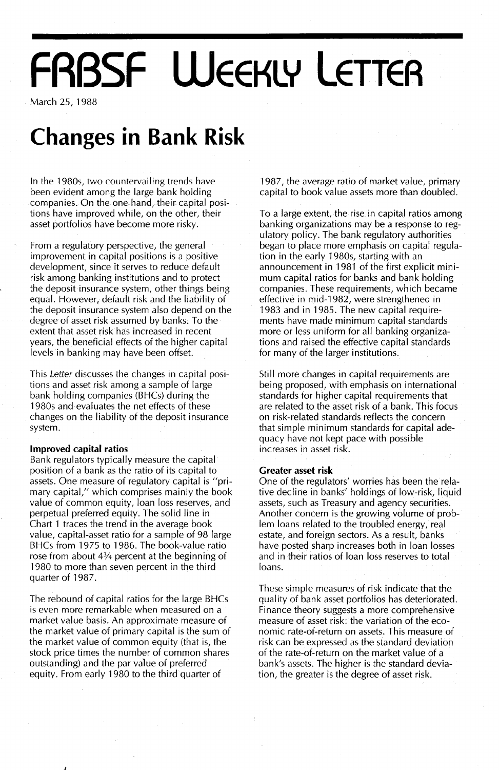# FRBSF Weekly Letter

March 25, 1988

# Changes in Bank Risk

In the 1980s, two countervailing trends have been evident among the large bank holding companies. On the one hand, their capital positions have improved while, on the other, their asset portfolios have become more risky.

From a regulatory perspective, the general improvement in capital positions is a positive development, since it serves to reduce default risk among banking institutions and to protect the deposit insurance system, other things being equal. However, default risk and the liability of the deposit insurance system also depend on the degree of asset risk assumed by banks. To the extent that asset risk has increased in recent years, the beneficial effects of the higher capital levels in banking may have been offset.

This *Letter* discusses the changes in capital positions and asset risk among a sample of large bank holding companies (BHCs) during the 1980s and evaluates the net effects of these changes on the liability of the deposit insurance system.

### Improved capital ratios

Bank regulators typically measure the capital position of a bank as the ratio of its capital to assets. One measure of regulatory capital is "primary capital," which comprises mainly the book value of common equity, loan loss reserves, and perpetual preferred equity. The solid line in Chart 1 traces the trend in the average book value, capital-asset ratio for a sample of 98 large BHCs from 1975 to 1986. The book-value ratio rose from about 4¾ percent at the beginning of 1980 to more than seven percent in the third quarter of 1987.

The rebound of capital ratios for the large BHCs is even more remarkable when measured on a market value basis. An approximate measure of the market value of primary capital is the sum of the market value of common equity (that is, the stock price times the number of common shares outstanding) and the par value of preferred equity. From early 1980 to the third quarter of 1987, the average ratio of market value, primary capital to book value assets more than doubled.

To a large extent, the rise in capital ratios among banking organizations may be a response to regulatory policy. The bank regulatory authorities began to place more emphasis on capital regulation in the early 1980s, starting with an announcement in 1981 of the first explicit minimum capital ratios for banks and bank holding companies. These requirements, which became effective in mid-1982, were strengthened in 1983 and in 1985. The new capital requirements have made minimum capital standards more or less uniform for all banking organizations and raised the effective capital standards for many of the larger institutions.

Still more changes in capital requirements are being proposed, with emphasis on international standards for higher capital requirements that are related to the asset risk of a bank. This focus on risk-related standards reflects the concern that simple minimum standards for capital adequacy have not kept pace with possible increases in asset risk.

### Greater asset risk

One of the regulators' worries has been the relative decline in banks' holdings of low-risk, liquid assets, such as Treasury and agency securities. Another concern is the growing volume of problem loans related to the troubled energy, real estate, and foreign sectors. As a result, banks have posted sharp increases both in loan losses and in their ratios of loan loss reserves to total loans.

These simple measures of risk indicate that the quality of bank asset portfolios has deteriorated. Finance theory suggests a more comprehensive measure of asset risk: the variation of the economic rate-of-return on assets. This measure of risk can be expressed as the standard deviation of the rate-of-return on the market value of a bank's assets. The higher is the standard deviation, the greater is the degree of asset risk.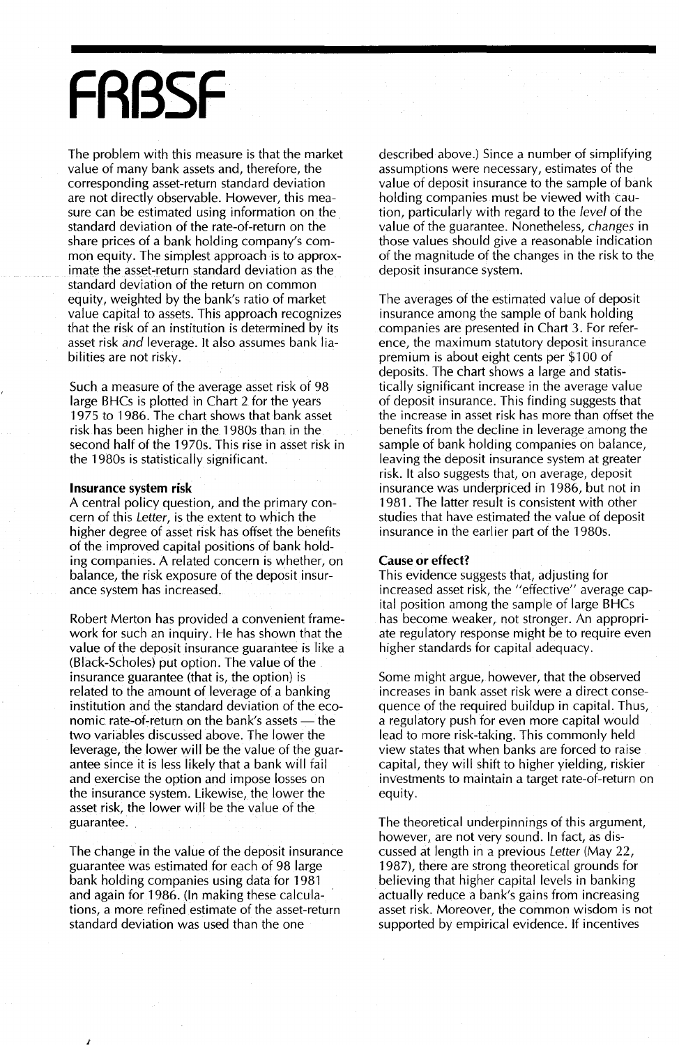The problem with this measure is that the market value of many bank assets and, therefore, the corresponding asset-return standard deviation are not directly observable. However, this measure can be estimated using information on the standard deviation of the rate-of-return on the share prices of a bank holding company's common equity. The simplest approach is to approximate the asset-return standard deviation as the standard deviation of the return on common equity, weighted by the bank's ratio of market value capital to assets. This approach recognizes that the risk of an institution is determined by its asset risk *and* leverage. It also assumes bank liabilities are not risky.

Such a measure of the average asset risk of 98 large BHCs is plotted in Chart 2 for the years 1975 to 1986. The chart shows that bank asset risk has been higher in the 1980s than in the second half of the 1970s. This rise in asset risk in the 1980s is statistically significant.

**Insurance system risk**

A central policy question, and the primary concern of this *Letter*, is the extent to which the higher degree of asset risk has offset the benefits of the improved capital positions of bank holding companies. A related concern is whether, on balance, the risk exposure of the deposit insurance system has increased.

Robert Merton has provided a convenient framework for such an inquiry. He has shown that the value of the deposit insurance guarantee is like a (Black-Scholes) put option. The value of the insurance guarantee (that is, the option) is related to the amount of leverage of a banking institution and the standard deviation of the economic rate-of-return on the bank's assets — the two variables discussed above. The lower the leverage, the lower will be the value of the guarantee since it is less likely that a bank will fail and exercise the option and impose losses on the insurance system. Likewise, the lower the asset risk, the lower will be the value of the guarantee.

The change in the value of the deposit insurance guarantee was estimated for each of 98 large bank holding companies using data for 1981 and again for 1986. (In making these calculations, a more refined estimate of the asset-return standard deviation was used than the one described above.) Since a number of simplifying assumptions were necessary, estimates of the value of deposit insurance to the sample of bank holding companies must be viewed with caution, particularly with regard to the *level* of the value of the guarantee. Nonetheless, *changes* in those values should give a reasonable indication of the magnitude of the changes in the risk to the deposit insurance system.

The averages of the estimated value of deposit insurance among the sample of bank holding companies are presented in Chart 3. For reference, the maximum statutory deposit insurance premium is about eight cents per $100 of deposits. The chart shows a large and statistically significant increase in the average value of deposit insurance. This finding suggests that the increase in asset risk has more than offset the benefits from the decline in leverage among the sample of bank holding companies on balance, leaving the deposit insurance system at greater risk. It also suggests that, on average, deposit insurance was underpriced in 1986, but not in 1981. The latter result is consistent with other studies that have estimated the value of deposit insurance in the earlier part of the 1980s.

**Cause or effect?**

This evidence suggests that, adjusting for increased asset risk, the "effective" average capital position among the sample of large BHCs has become weaker, not stronger. An appropriate regulatory response might be to require even higher standards for capital adequacy.

Some might argue, however, that the observed increases in bank asset risk were a direct consequence of the required buildup in capital. Thus, a regulatory push for even more capital would lead to more risk-taking. This commonly held view states that when banks are forced to raise capital, they will shift to higher yielding, riskier investments to maintain a target rate-of-return on equity.

The theoretical underpinnings of this argument, however, are not very sound. In fact, as discussed at length in a previous *Letter* (May 22, 1987), there are strong theoretical grounds for believing that higher capital levels in banking actually reduce a bank's gains from increasing asset risk. Moreover, the common wisdom is not supported by empirical evidence. If incentives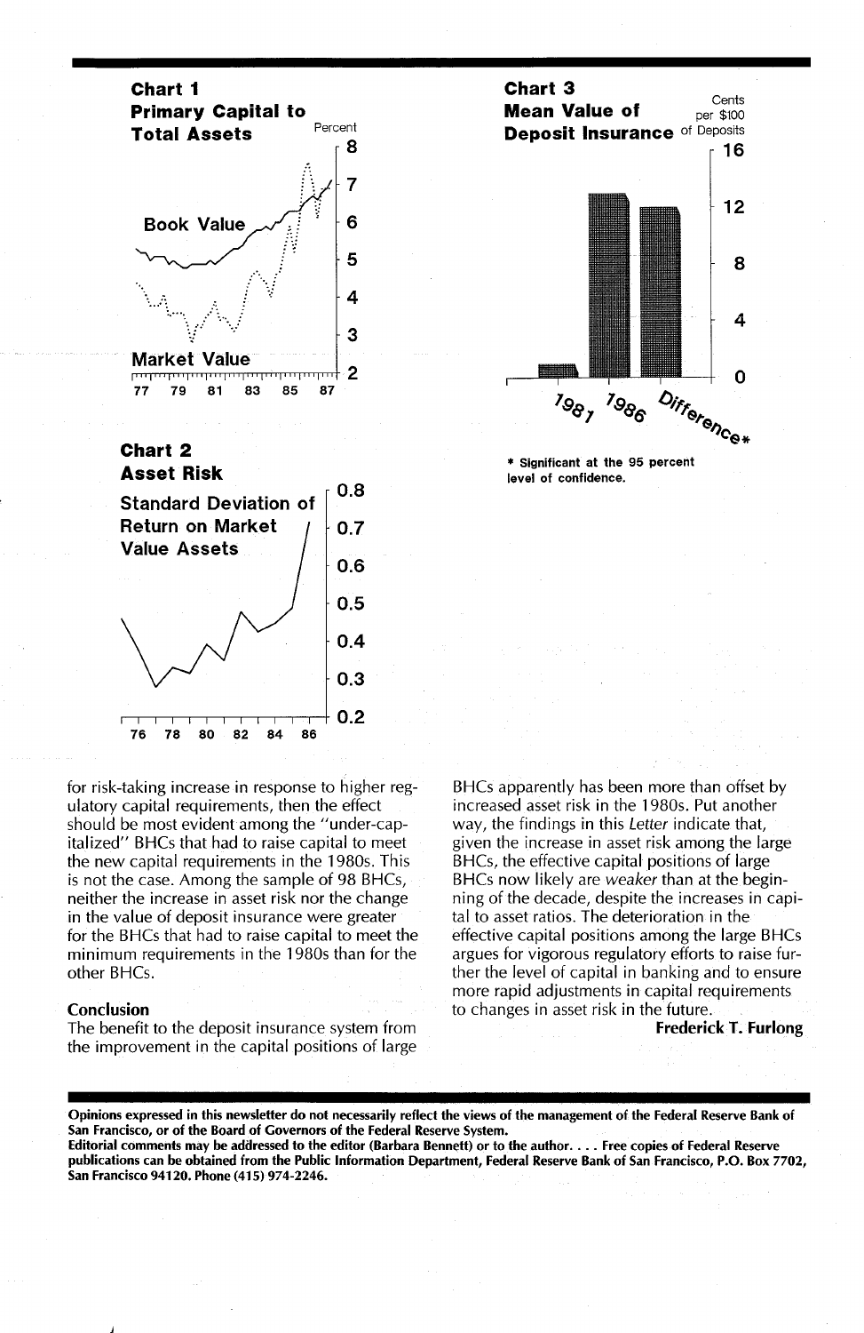**Chart 1**
**Primary Capital to Total Assets**

**Chart 2**
**Asset Risk**

**Chart 3**
**Mean Value of Deposit Insurance**

* Significant at the 95 percent level of confidence.

for risk-taking increase in response to higher regulatory capital requirements, then the effect should be most evident among the "under-capitalized" BHCs that had to raise capital to meet the new capital requirements in the 1980s. This is not the case. Among the sample of 98 BHCs, neither the increase in asset risk nor the change in the value of deposit insurance were greater for the BHCs that had to raise capital to meet the minimum requirements in the 1980s than for the other BHCs.

### Conclusion

The benefit to the deposit insurance system from the improvement in the capital positions of large BHCs apparently has been more than offset by increased asset risk in the 1980s. Put another way, the findings in this *Letter* indicate that, given the increase in asset risk among the large BHCs, the effective capital positions of large BHCs now likely are *weaker* than at the beginning of the decade, despite the increases in capital to asset ratios. The deterioration in the effective capital positions among the large BHCs argues for vigorous regulatory efforts to raise further the level of capital in banking and to ensure more rapid adjustments in capital requirements to changes in asset risk in the future.

**Frederick T. Furlong**

---

**Opinions expressed in this newsletter do not necessarily reflect the views of the management of the Federal Reserve Bank of San Francisco, or of the Board of Governors of the Federal Reserve System.**
**Editorial comments may be addressed to the editor (Barbara Bennett) or to the author. . . . Free copies of Federal Reserve publications can be obtained from the Public Information Department, Federal Reserve Bank of San Francisco, P.O. Box 7702, San Francisco 94120. Phone (415) 974-2246.**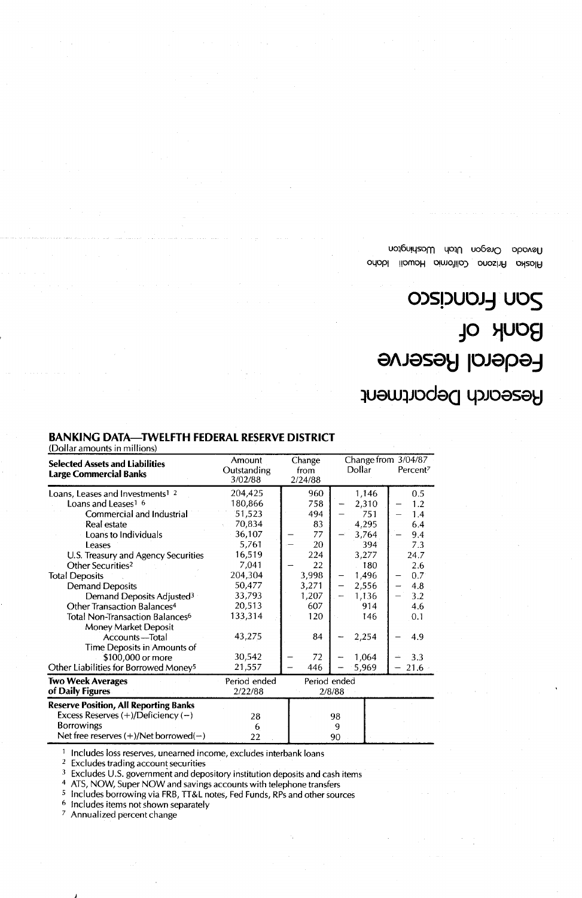Research Department

Federal Reserve

Bank of

San Francisco

Alaska Arizona California Hawaii Idaho

Nevada Oregon Utah Washington

## BANKING DATA—TWELFTH FEDERAL RESERVE DISTRICT

(Dollar amounts in millions)

| Selected Assets and Liabilities Large Commercial Banks | Amount Outstanding 3/02/88 | Change from 2/24/88 | Change from 3/04/87 Dollar | Change from 3/04/87 Percent[7] |
|---|---|---|---|---|
| Loans, Leases and Investments[1] [2] | 204,425 | 960 | 1,146 | 0.5 |
| Loans and Leases[1] [6] | 180,866 | 758 | – 2,310 | – 1.2 |
| Commercial and Industrial | 51,523 | 494 | – 751 | – 1.4 |
| Real estate | 70,834 | 83 | 4,295 | 6.4 |
| Loans to Individuals | 36,107 | – 77 | – 3,764 | – 9.4 |
| Leases | 5,761 | – 20 | 394 | 7.3 |
| U.S. Treasury and Agency Securities | 16,519 | 224 | 3,277 | 24.7 |
| Other Securities[2] | 7,041 | – 22 | 180 | 2.6 |
| Total Deposits | 204,304 | 3,998 | – 1,496 | – 0.7 |
| Demand Deposits | 50,477 | 3,271 | – 2,556 | – 4.8 |
| Demand Deposits Adjusted[3] | 33,793 | 1,207 | – 1,136 | – 3.2 |
| Other Transaction Balances[4] | 20,513 | 607 | 914 | 4.6 |
| Total Non-Transaction Balances[6] | 133,314 | 120 | 146 | 0.1 |
| Money Market Deposit Accounts—Total | 43,275 | 84 | – 2,254 | – 4.9 |
| Time Deposits in Amounts of $100,000 or more | 30,542 | – 72 | – 1,064 | – 3.3 |
| Other Liabilities for Borrowed Money[5] | 21,557 | – 446 | – 5,969 | – 21.6 |

| Two Week Averages of Daily Figures | Period ended 2/22/88 | Period ended 2/8/88 |
|---|---|---|
| **Reserve Position, All Reporting Banks** | | |
| Excess Reserves (+)/Deficiency (–) | 28 | 98 |
| Borrowings | 6 | 9 |
| Net free reserves (+)/Net borrowed(–) | 22 | 90 |

[1] Includes loss reserves, unearned income, excludes interbank loans
[2] Excludes trading account securities
[3] Excludes U.S. government and depository institution deposits and cash items
[4] ATS, NOW, Super NOW and savings accounts with telephone transfers
[5] Includes borrowing via FRB, TT&L notes, Fed Funds, RPs and other sources
[6] Includes items not shown separately
[7] Annualized percent change